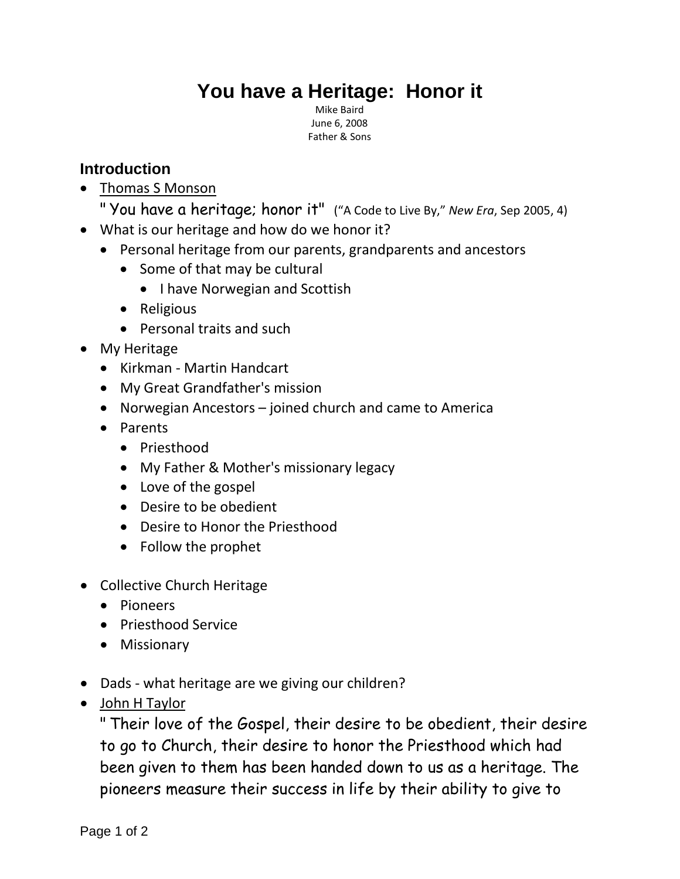# You have a Heritage: Honor it

Mike Baird
June 6, 2008
Father & Sons

## Introduction

- Thomas S Monson
  " You have a heritage; honor it" ("A Code to Live By," *New Era*, Sep 2005, 4)
- What is our heritage and how do we honor it?
  - Personal heritage from our parents, grandparents and ancestors
    - Some of that may be cultural
      - I have Norwegian and Scottish
    - Religious
    - Personal traits and such
- My Heritage
  - Kirkman - Martin Handcart
  - My Great Grandfather's mission
  - Norwegian Ancestors – joined church and came to America
  - Parents
    - Priesthood
    - My Father & Mother's missionary legacy
    - Love of the gospel
    - Desire to be obedient
    - Desire to Honor the Priesthood
    - Follow the prophet

- Collective Church Heritage
  - Pioneers
  - Priesthood Service
  - Missionary

- Dads - what heritage are we giving our children?
- John H Taylor
  " Their love of the Gospel, their desire to be obedient, their desire to go to Church, their desire to honor the Priesthood which had been given to them has been handed down to us as a heritage. The pioneers measure their success in life by their ability to give to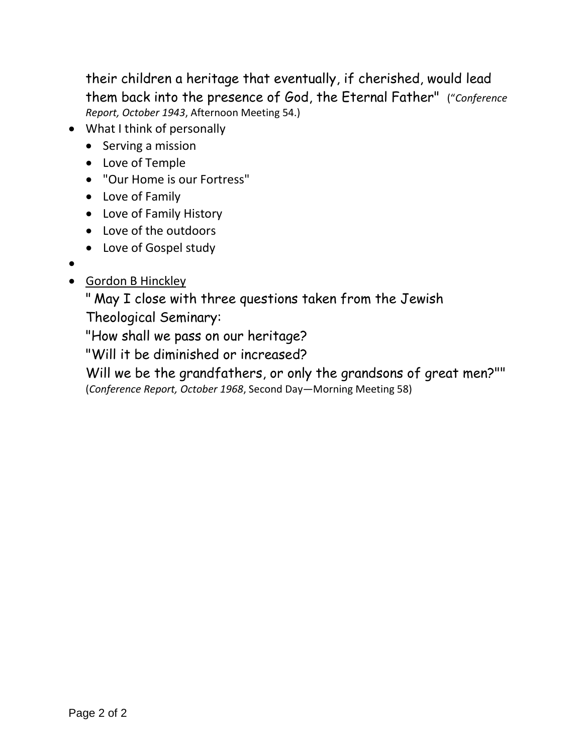their children a heritage that eventually, if cherished, would lead them back into the presence of God, the Eternal Father" ("*Conference Report, October 1943*, Afternoon Meeting 54.)

- What I think of personally
  - Serving a mission
  - Love of Temple
  - "Our Home is our Fortress"
  - Love of Family
  - Love of Family History
  - Love of the outdoors
  - Love of Gospel study
- 
- <u>Gordon B Hinckley</u>

  " May I close with three questions taken from the Jewish Theological Seminary:

  "How shall we pass on our heritage?

  "Will it be diminished or increased?

  Will we be the grandfathers, or only the grandsons of great men?""

  (*Conference Report, October 1968*, Second Day—Morning Meeting 58)